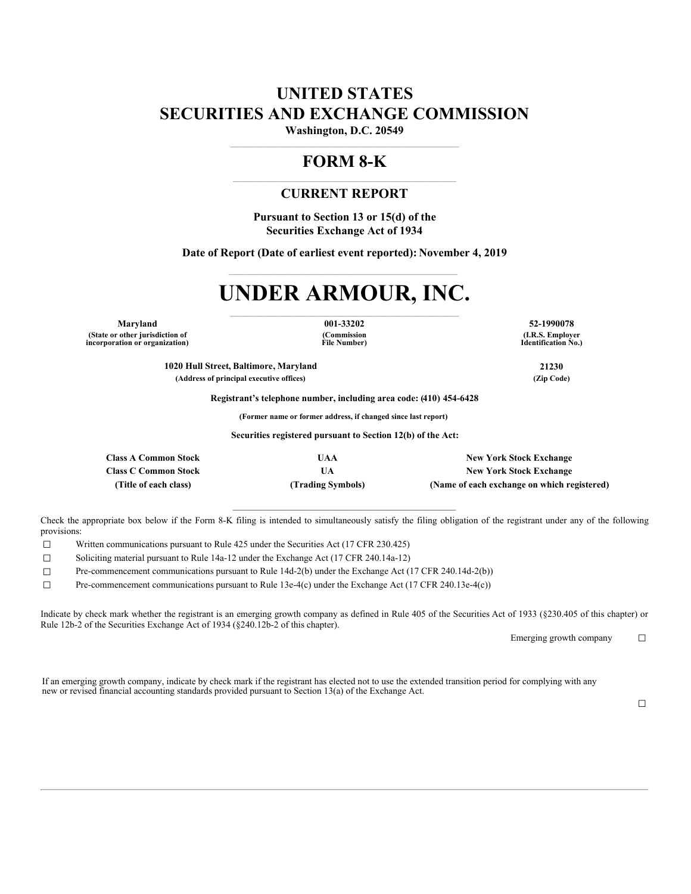# UNITED STATES
# SECURITIES AND EXCHANGE COMMISSION

**Washington, D.C. 20549**

## FORM 8-K

### CURRENT REPORT

**Pursuant to Section 13 or 15(d) of the Securities Exchange Act of 1934**

**Date of Report (Date of earliest event reported): November 4, 2019**

# UNDER ARMOUR, INC.

| Maryland | 001-33202 | 52-1990078 |
|---|---|---|
| (State or other jurisdiction of incorporation or organization) | (Commission File Number) | (I.R.S. Employer Identification No.) |

| 1020 Hull Street, Baltimore, Maryland | 21230 |
|---|---|
| (Address of principal executive offices) | (Zip Code) |

**Registrant's telephone number, including area code: (410) 454-6428**

**(Former name or former address, if changed since last report)**

**Securities registered pursuant to Section 12(b) of the Act:**

| Class A Common Stock | UAA | New York Stock Exchange |
|---|---|---|
| Class C Common Stock | UA | New York Stock Exchange |
| (Title of each class) | (Trading Symbols) | (Name of each exchange on which registered) |

Check the appropriate box below if the Form 8-K filing is intended to simultaneously satisfy the filing obligation of the registrant under any of the following provisions:

☐ Written communications pursuant to Rule 425 under the Securities Act (17 CFR 230.425)

☐ Soliciting material pursuant to Rule 14a-12 under the Exchange Act (17 CFR 240.14a-12)

☐ Pre-commencement communications pursuant to Rule 14d-2(b) under the Exchange Act (17 CFR 240.14d-2(b))

☐ Pre-commencement communications pursuant to Rule 13e-4(c) under the Exchange Act (17 CFR 240.13e-4(c))

Indicate by check mark whether the registrant is an emerging growth company as defined in Rule 405 of the Securities Act of 1933 (§230.405 of this chapter) or Rule 12b-2 of the Securities Exchange Act of 1934 (§240.12b-2 of this chapter).

Emerging growth company ☐

If an emerging growth company, indicate by check mark if the registrant has elected not to use the extended transition period for complying with any new or revised financial accounting standards provided pursuant to Section 13(a) of the Exchange Act.

☐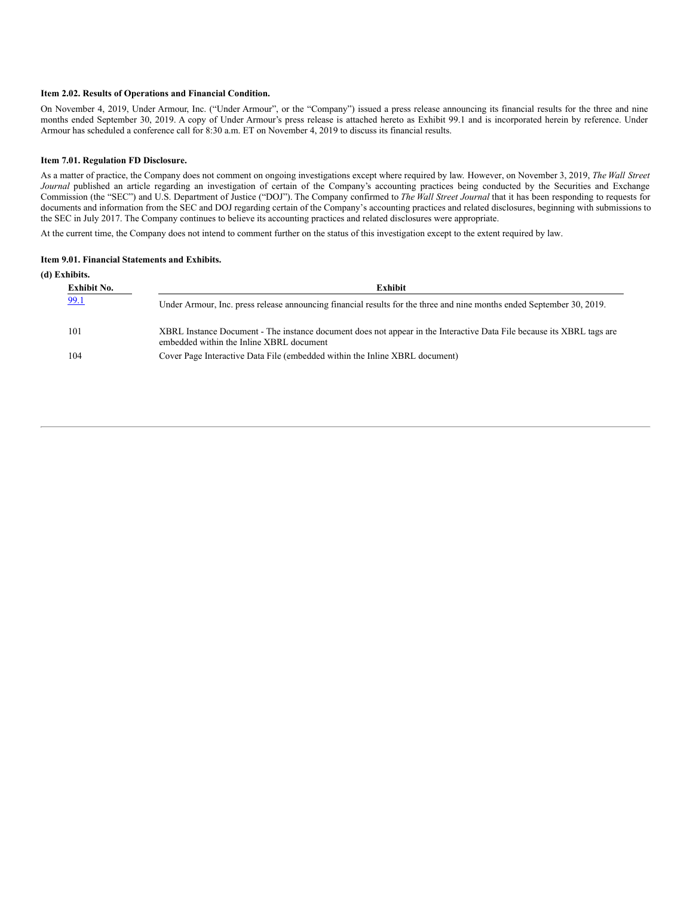**Item 2.02. Results of Operations and Financial Condition.**

On November 4, 2019, Under Armour, Inc. ("Under Armour", or the "Company") issued a press release announcing its financial results for the three and nine months ended September 30, 2019. A copy of Under Armour's press release is attached hereto as Exhibit 99.1 and is incorporated herein by reference. Under Armour has scheduled a conference call for 8:30 a.m. ET on November 4, 2019 to discuss its financial results.

**Item 7.01. Regulation FD Disclosure.**

As a matter of practice, the Company does not comment on ongoing investigations except where required by law. However, on November 3, 2019, *The Wall Street Journal* published an article regarding an investigation of certain of the Company's accounting practices being conducted by the Securities and Exchange Commission (the "SEC") and U.S. Department of Justice ("DOJ"). The Company confirmed to *The Wall Street Journal* that it has been responding to requests for documents and information from the SEC and DOJ regarding certain of the Company's accounting practices and related disclosures, beginning with submissions to the SEC in July 2017. The Company continues to believe its accounting practices and related disclosures were appropriate.

At the current time, the Company does not intend to comment further on the status of this investigation except to the extent required by law.

**Item 9.01. Financial Statements and Exhibits.**

**(d) Exhibits.**

| Exhibit No. | Exhibit |
|---|---|
| 99.1 | Under Armour, Inc. press release announcing financial results for the three and nine months ended September 30, 2019. |
| 101 | XBRL Instance Document - The instance document does not appear in the Interactive Data File because its XBRL tags are embedded within the Inline XBRL document |
| 104 | Cover Page Interactive Data File (embedded within the Inline XBRL document) |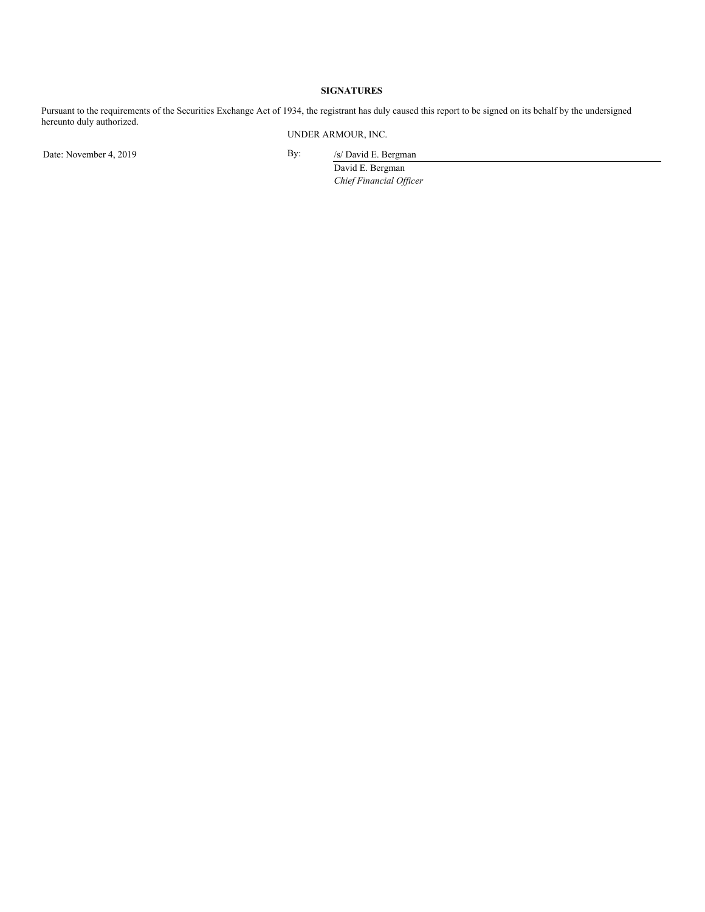**SIGNATURES**

Pursuant to the requirements of the Securities Exchange Act of 1934, the registrant has duly caused this report to be signed on its behalf by the undersigned hereunto duly authorized.

UNDER ARMOUR, INC.

Date: November 4, 2019

By: /s/ David E. Bergman

David E. Bergman

*Chief Financial Officer*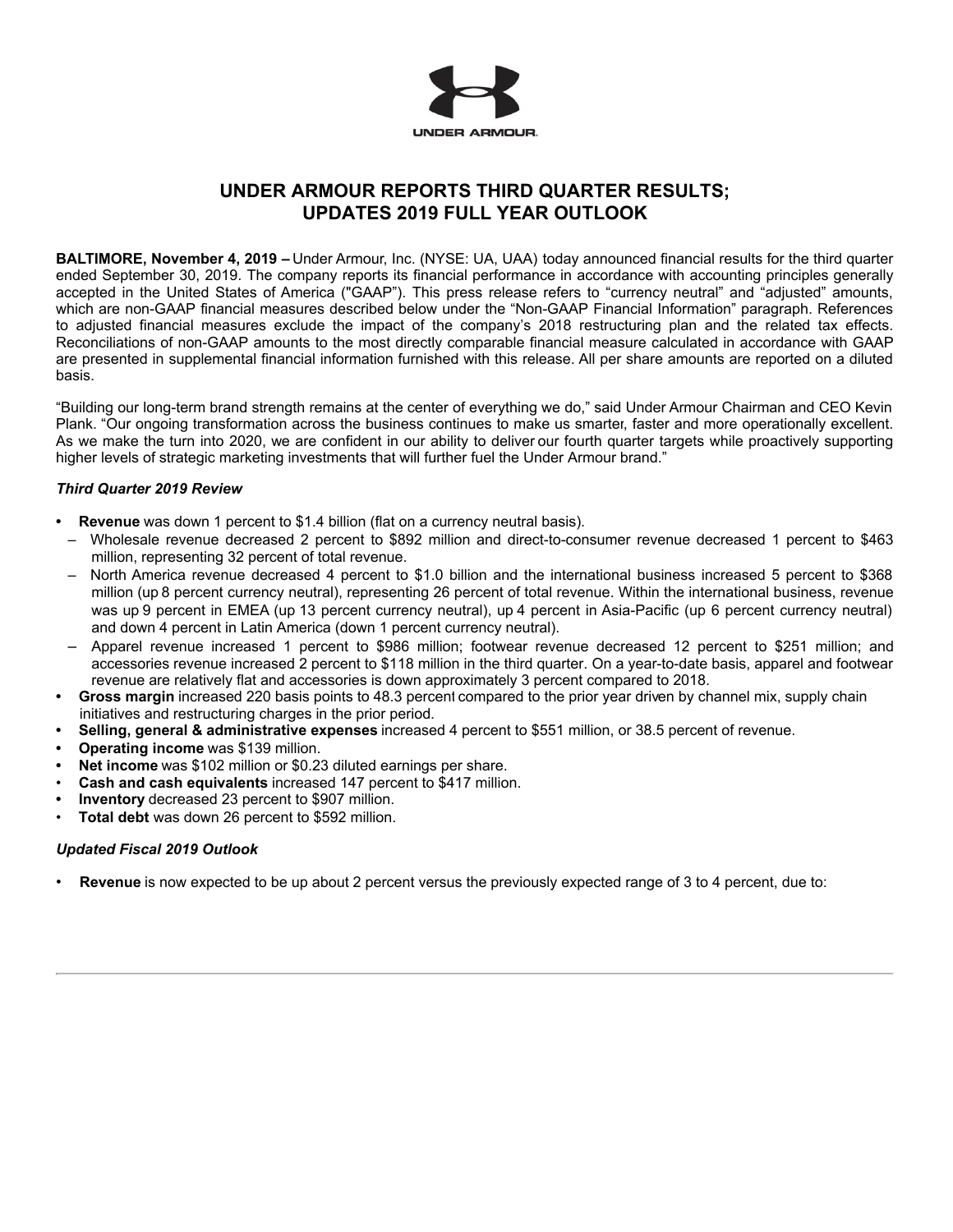UNDER ARMOUR.

# UNDER ARMOUR REPORTS THIRD QUARTER RESULTS; UPDATES 2019 FULL YEAR OUTLOOK

**BALTIMORE, November 4, 2019 –** Under Armour, Inc. (NYSE: UA, UAA) today announced financial results for the third quarter ended September 30, 2019. The company reports its financial performance in accordance with accounting principles generally accepted in the United States of America ("GAAP"). This press release refers to "currency neutral" and "adjusted" amounts, which are non-GAAP financial measures described below under the "Non-GAAP Financial Information" paragraph. References to adjusted financial measures exclude the impact of the company's 2018 restructuring plan and the related tax effects. Reconciliations of non-GAAP amounts to the most directly comparable financial measure calculated in accordance with GAAP are presented in supplemental financial information furnished with this release. All per share amounts are reported on a diluted basis.

"Building our long-term brand strength remains at the center of everything we do," said Under Armour Chairman and CEO Kevin Plank. "Our ongoing transformation across the business continues to make us smarter, faster and more operationally excellent. As we make the turn into 2020, we are confident in our ability to deliver our fourth quarter targets while proactively supporting higher levels of strategic marketing investments that will further fuel the Under Armour brand."

### *Third Quarter 2019 Review*

- **Revenue** was down 1 percent to $1.4 billion (flat on a currency neutral basis).
  - Wholesale revenue decreased 2 percent to $892 million and direct-to-consumer revenue decreased 1 percent to $463 million, representing 32 percent of total revenue.
  - North America revenue decreased 4 percent to $1.0 billion and the international business increased 5 percent to $368 million (up 8 percent currency neutral), representing 26 percent of total revenue. Within the international business, revenue was up 9 percent in EMEA (up 13 percent currency neutral), up 4 percent in Asia-Pacific (up 6 percent currency neutral) and down 4 percent in Latin America (down 1 percent currency neutral).
  - Apparel revenue increased 1 percent to $986 million; footwear revenue decreased 12 percent to $251 million; and accessories revenue increased 2 percent to $118 million in the third quarter. On a year-to-date basis, apparel and footwear revenue are relatively flat and accessories is down approximately 3 percent compared to 2018.
- **Gross margin** increased 220 basis points to 48.3 percent compared to the prior year driven by channel mix, supply chain initiatives and restructuring charges in the prior period.
- **Selling, general & administrative expenses** increased 4 percent to $551 million, or 38.5 percent of revenue.
- **Operating income** was $139 million.
- **Net income** was $102 million or $0.23 diluted earnings per share.
- **Cash and cash equivalents** increased 147 percent to $417 million.
- **Inventory** decreased 23 percent to $907 million.
- **Total debt** was down 26 percent to $592 million.

### *Updated Fiscal 2019 Outlook*

- **Revenue** is now expected to be up about 2 percent versus the previously expected range of 3 to 4 percent, due to: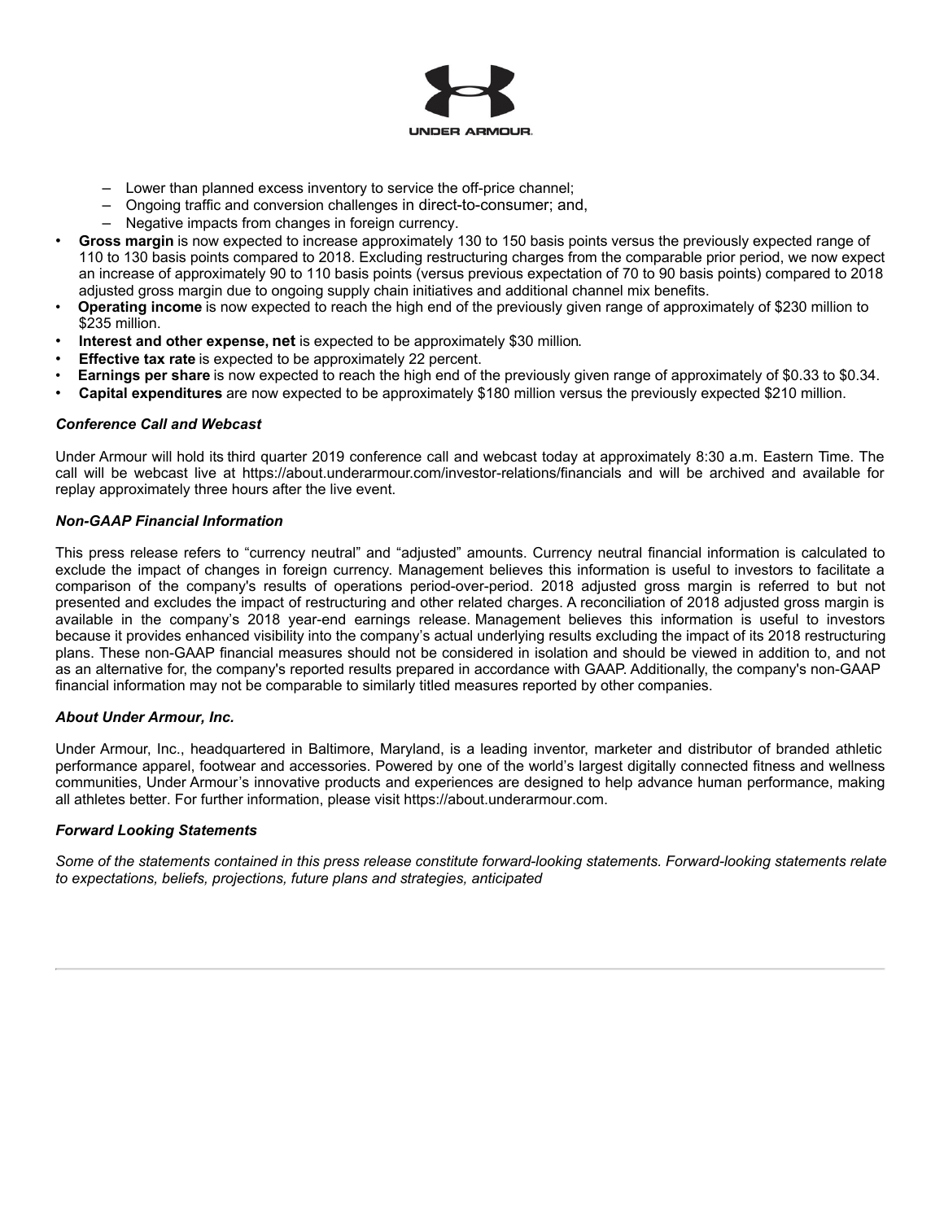- Lower than planned excess inventory to service the off-price channel;
- Ongoing traffic and conversion challenges in direct-to-consumer; and,
- Negative impacts from changes in foreign currency.

- **Gross margin** is now expected to increase approximately 130 to 150 basis points versus the previously expected range of 110 to 130 basis points compared to 2018. Excluding restructuring charges from the comparable prior period, we now expect an increase of approximately 90 to 110 basis points (versus previous expectation of 70 to 90 basis points) compared to 2018 adjusted gross margin due to ongoing supply chain initiatives and additional channel mix benefits.
- **Operating income** is now expected to reach the high end of the previously given range of approximately of $230 million to $235 million.
- **Interest and other expense, net** is expected to be approximately $30 million.
- **Effective tax rate** is expected to be approximately 22 percent.
- **Earnings per share** is now expected to reach the high end of the previously given range of approximately of $0.33 to $0.34.
- **Capital expenditures** are now expected to be approximately $180 million versus the previously expected $210 million.

### *Conference Call and Webcast*

Under Armour will hold its third quarter 2019 conference call and webcast today at approximately 8:30 a.m. Eastern Time. The call will be webcast live at https://about.underarmour.com/investor-relations/financials and will be archived and available for replay approximately three hours after the live event.

### *Non-GAAP Financial Information*

This press release refers to "currency neutral" and "adjusted" amounts. Currency neutral financial information is calculated to exclude the impact of changes in foreign currency. Management believes this information is useful to investors to facilitate a comparison of the company's results of operations period-over-period. 2018 adjusted gross margin is referred to but not presented and excludes the impact of restructuring and other related charges. A reconciliation of 2018 adjusted gross margin is available in the company's 2018 year-end earnings release. Management believes this information is useful to investors because it provides enhanced visibility into the company's actual underlying results excluding the impact of its 2018 restructuring plans. These non-GAAP financial measures should not be considered in isolation and should be viewed in addition to, and not as an alternative for, the company's reported results prepared in accordance with GAAP. Additionally, the company's non-GAAP financial information may not be comparable to similarly titled measures reported by other companies.

### *About Under Armour, Inc.*

Under Armour, Inc., headquartered in Baltimore, Maryland, is a leading inventor, marketer and distributor of branded athletic performance apparel, footwear and accessories. Powered by one of the world's largest digitally connected fitness and wellness communities, Under Armour's innovative products and experiences are designed to help advance human performance, making all athletes better. For further information, please visit https://about.underarmour.com.

### *Forward Looking Statements*

*Some of the statements contained in this press release constitute forward-looking statements. Forward-looking statements relate to expectations, beliefs, projections, future plans and strategies, anticipated*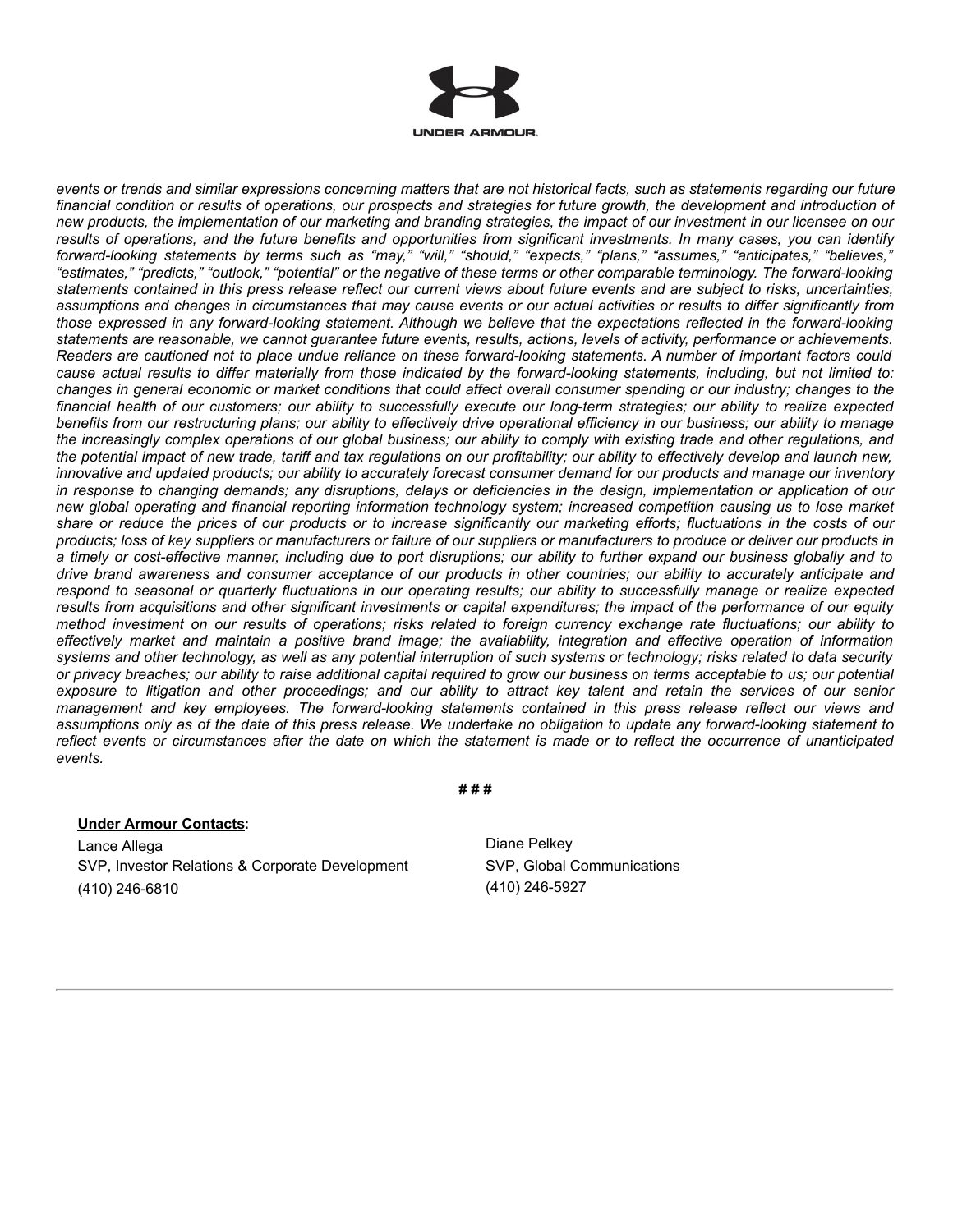*events or trends and similar expressions concerning matters that are not historical facts, such as statements regarding our future financial condition or results of operations, our prospects and strategies for future growth, the development and introduction of new products, the implementation of our marketing and branding strategies, the impact of our investment in our licensee on our results of operations, and the future benefits and opportunities from significant investments. In many cases, you can identify forward-looking statements by terms such as "may," "will," "should," "expects," "plans," "assumes," "anticipates," "believes," "estimates," "predicts," "outlook," "potential" or the negative of these terms or other comparable terminology. The forward-looking statements contained in this press release reflect our current views about future events and are subject to risks, uncertainties, assumptions and changes in circumstances that may cause events or our actual activities or results to differ significantly from those expressed in any forward-looking statement. Although we believe that the expectations reflected in the forward-looking statements are reasonable, we cannot guarantee future events, results, actions, levels of activity, performance or achievements. Readers are cautioned not to place undue reliance on these forward-looking statements. A number of important factors could cause actual results to differ materially from those indicated by the forward-looking statements, including, but not limited to: changes in general economic or market conditions that could affect overall consumer spending or our industry; changes to the financial health of our customers; our ability to successfully execute our long-term strategies; our ability to realize expected benefits from our restructuring plans; our ability to effectively drive operational efficiency in our business; our ability to manage the increasingly complex operations of our global business; our ability to comply with existing trade and other regulations, and the potential impact of new trade, tariff and tax regulations on our profitability; our ability to effectively develop and launch new, innovative and updated products; our ability to accurately forecast consumer demand for our products and manage our inventory in response to changing demands; any disruptions, delays or deficiencies in the design, implementation or application of our new global operating and financial reporting information technology system; increased competition causing us to lose market share or reduce the prices of our products or to increase significantly our marketing efforts; fluctuations in the costs of our products; loss of key suppliers or manufacturers or failure of our suppliers or manufacturers to produce or deliver our products in a timely or cost-effective manner, including due to port disruptions; our ability to further expand our business globally and to drive brand awareness and consumer acceptance of our products in other countries; our ability to accurately anticipate and respond to seasonal or quarterly fluctuations in our operating results; our ability to successfully manage or realize expected results from acquisitions and other significant investments or capital expenditures; the impact of the performance of our equity method investment on our results of operations; risks related to foreign currency exchange rate fluctuations; our ability to effectively market and maintain a positive brand image; the availability, integration and effective operation of information systems and other technology, as well as any potential interruption of such systems or technology; risks related to data security or privacy breaches; our ability to raise additional capital required to grow our business on terms acceptable to us; our potential exposure to litigation and other proceedings; and our ability to attract key talent and retain the services of our senior management and key employees. The forward-looking statements contained in this press release reflect our views and assumptions only as of the date of this press release. We undertake no obligation to update any forward-looking statement to reflect events or circumstances after the date on which the statement is made or to reflect the occurrence of unanticipated events.*

# # #

**Under Armour Contacts:**

Lance Allega
SVP, Investor Relations & Corporate Development
(410) 246-6810

Diane Pelkey
SVP, Global Communications
(410) 246-5927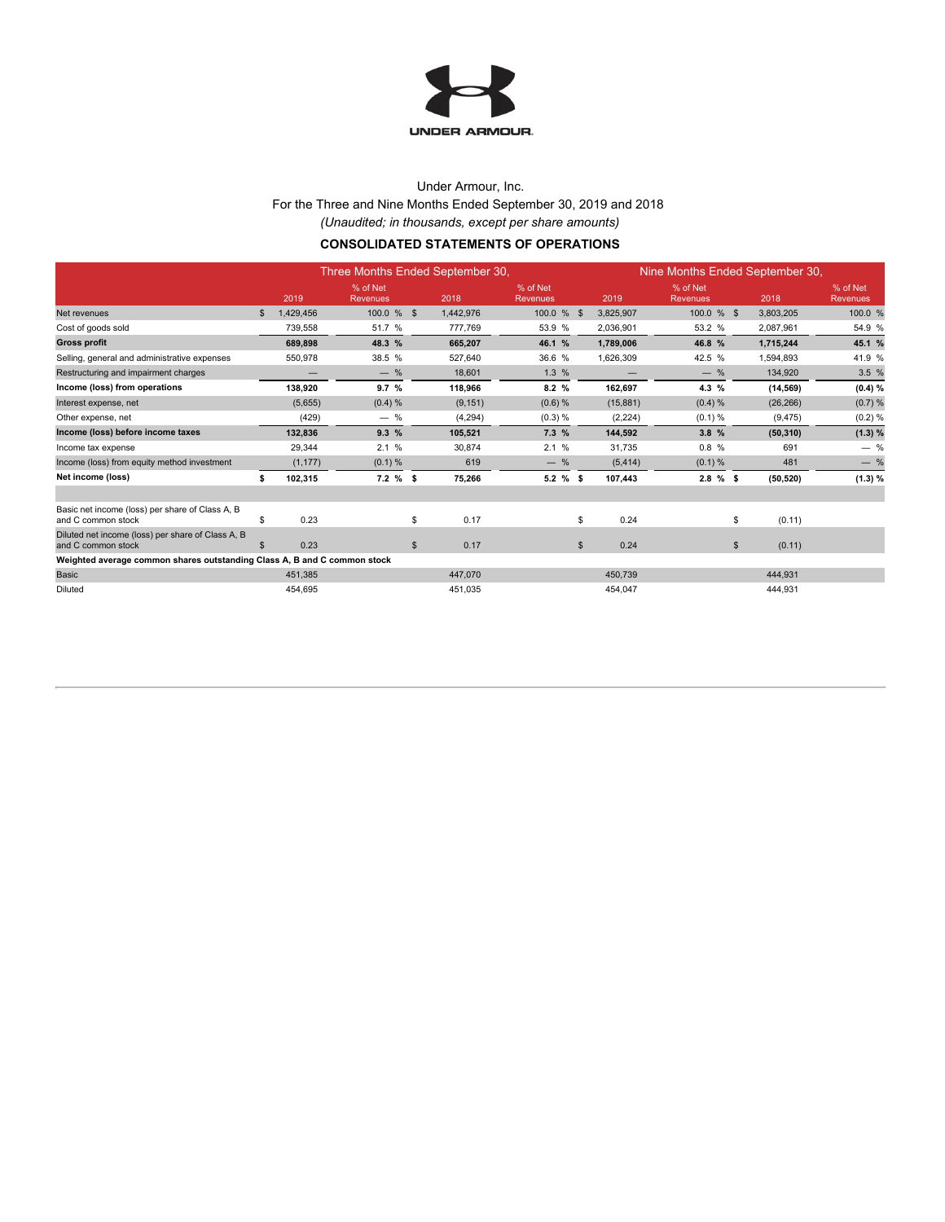Under Armour, Inc.

For the Three and Nine Months Ended September 30, 2019 and 2018

*(Unaudited; in thousands, except per share amounts)*

**CONSOLIDATED STATEMENTS OF OPERATIONS**

| | Three Months Ended September 30, | | | | Nine Months Ended September 30, | | | |
|---|---|---|---|---|---|---|---|---|
| | 2019 | % of Net Revenues | 2018 | % of Net Revenues | 2019 | % of Net Revenues | 2018 | % of Net Revenues |
| Net revenues | $ 1,429,456 | 100.0 % | $ 1,442,976 | 100.0 % | $ 3,825,907 | 100.0 % | $ 3,803,205 | 100.0 % |
| Cost of goods sold | 739,558 | 51.7 % | 777,769 | 53.9 % | 2,036,901 | 53.2 % | 2,087,961 | 54.9 % |
| **Gross profit** | **689,898** | **48.3 %** | **665,207** | **46.1 %** | **1,789,006** | **46.8 %** | **1,715,244** | **45.1 %** |
| Selling, general and administrative expenses | 550,978 | 38.5 % | 527,640 | 36.6 % | 1,626,309 | 42.5 % | 1,594,893 | 41.9 % |
| Restructuring and impairment charges | — | — % | 18,601 | 1.3 % | — | — % | 134,920 | 3.5 % |
| **Income (loss) from operations** | **138,920** | **9.7 %** | **118,966** | **8.2 %** | **162,697** | **4.3 %** | **(14,569)** | **(0.4) %** |
| Interest expense, net | (5,655) | (0.4) % | (9,151) | (0.6) % | (15,881) | (0.4) % | (26,266) | (0.7) % |
| Other expense, net | (429) | — % | (4,294) | (0.3) % | (2,224) | (0.1) % | (9,475) | (0.2) % |
| **Income (loss) before income taxes** | **132,836** | **9.3 %** | **105,521** | **7.3 %** | **144,592** | **3.8 %** | **(50,310)** | **(1.3) %** |
| Income tax expense | 29,344 | 2.1 % | 30,874 | 2.1 % | 31,735 | 0.8 % | 691 | — % |
| Income (loss) from equity method investment | (1,177) | (0.1) % | 619 | — % | (5,414) | (0.1) % | 481 | — % |
| **Net income (loss)** | **$ 102,315** | **7.2 %** | **$ 75,266** | **5.2 %** | **$ 107,443** | **2.8 %** | **$ (50,520)** | **(1.3) %** |
| | | | | | | | | |
| Basic net income (loss) per share of Class A, B and C common stock | $ 0.23 | | $ 0.17 | | $ 0.24 | | $ (0.11) | |
| Diluted net income (loss) per share of Class A, B and C common stock | $ 0.23 | | $ 0.17 | | $ 0.24 | | $ (0.11) | |
| **Weighted average common shares outstanding Class A, B and C common stock** | | | | | | | | |
| Basic | 451,385 | | 447,070 | | 450,739 | | 444,931 | |
| Diluted | 454,695 | | 451,035 | | 454,047 | | 444,931 | |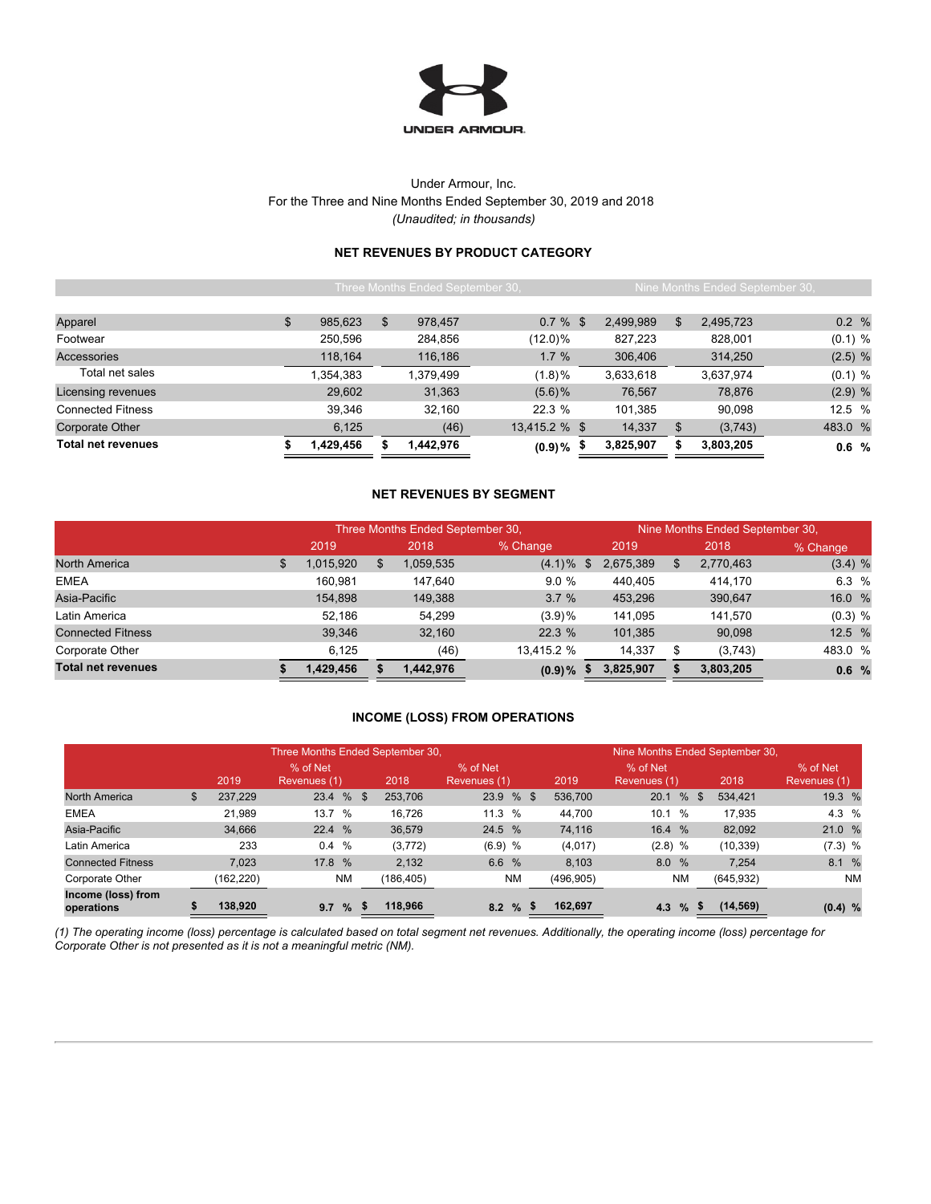UNDER ARMOUR.

Under Armour, Inc.
For the Three and Nine Months Ended September 30, 2019 and 2018
*(Unaudited; in thousands)*

## NET REVENUES BY PRODUCT CATEGORY

| | Three Months Ended September 30, | | | Nine Months Ended September 30, | | |
|---|---|---|---|---|---|---|
| | 2019 | 2018 | % Change | 2019 | 2018 | % Change |
| Apparel | $ 985,623 | $ 978,457 | 0.7 % | $ 2,499,989 | $ 2,495,723 | 0.2 % |
| Footwear | 250,596 | 284,856 | (12.0)% | 827,223 | 828,001 | (0.1) % |
| Accessories | 118,164 | 116,186 | 1.7 % | 306,406 | 314,250 | (2.5) % |
| Total net sales | 1,354,383 | 1,379,499 | (1.8)% | 3,633,618 | 3,637,974 | (0.1) % |
| Licensing revenues | 29,602 | 31,363 | (5.6)% | 76,567 | 78,876 | (2.9) % |
| Connected Fitness | 39,346 | 32,160 | 22.3 % | 101,385 | 90,098 | 12.5 % |
| Corporate Other | 6,125 | (46) | 13,415.2 % | $ 14,337 | $ (3,743) | 483.0 % |
| **Total net revenues** | **$ 1,429,456** | **$ 1,442,976** | **(0.9)%** | **$ 3,825,907** | **$ 3,803,205** | **0.6 %** |

## NET REVENUES BY SEGMENT

| | Three Months Ended September 30, | | | Nine Months Ended September 30, | | |
|---|---|---|---|---|---|---|
| | 2019 | 2018 | % Change | 2019 | 2018 | % Change |
| North America | $ 1,015,920 | $ 1,059,535 | (4.1)% | $ 2,675,389 | $ 2,770,463 | (3.4) % |
| EMEA | 160,981 | 147,640 | 9.0 % | 440,405 | 414,170 | 6.3 % |
| Asia-Pacific | 154,898 | 149,388 | 3.7 % | 453,296 | 390,647 | 16.0 % |
| Latin America | 52,186 | 54,299 | (3.9)% | 141,095 | 141,570 | (0.3) % |
| Connected Fitness | 39,346 | 32,160 | 22.3 % | 101,385 | 90,098 | 12.5 % |
| Corporate Other | 6,125 | (46) | 13,415.2 % | 14,337 | $ (3,743) | 483.0 % |
| **Total net revenues** | **$ 1,429,456** | **$ 1,442,976** | **(0.9)%** | **$ 3,825,907** | **$ 3,803,205** | **0.6 %** |

## INCOME (LOSS) FROM OPERATIONS

| | Three Months Ended September 30, | | | | Nine Months Ended September 30, | | | |
|---|---|---|---|---|---|---|---|---|
| | 2019 | % of Net Revenues (1) | 2018 | % of Net Revenues (1) | 2019 | % of Net Revenues (1) | 2018 | % of Net Revenues (1) |
| North America | $ 237,229 | 23.4 % | $ 253,706 | 23.9 % | $ 536,700 | 20.1 % | $ 534,421 | 19.3 % |
| EMEA | 21,989 | 13.7 % | 16,726 | 11.3 % | 44,700 | 10.1 % | 17,935 | 4.3 % |
| Asia-Pacific | 34,666 | 22.4 % | 36,579 | 24.5 % | 74,116 | 16.4 % | 82,092 | 21.0 % |
| Latin America | 233 | 0.4 % | (3,772) | (6.9) % | (4,017) | (2.8) % | (10,339) | (7.3) % |
| Connected Fitness | 7,023 | 17.8 % | 2,132 | 6.6 % | 8,103 | 8.0 % | 7,254 | 8.1 % |
| Corporate Other | (162,220) | NM | (186,405) | NM | (496,905) | NM | (645,932) | NM |
| **Income (loss) from operations** | **$ 138,920** | **9.7 %** | **$ 118,966** | **8.2 %** | **$ 162,697** | **4.3 %** | **$ (14,569)** | **(0.4) %** |

*(1) The operating income (loss) percentage is calculated based on total segment net revenues. Additionally, the operating income (loss) percentage for Corporate Other is not presented as it is not a meaningful metric (NM).*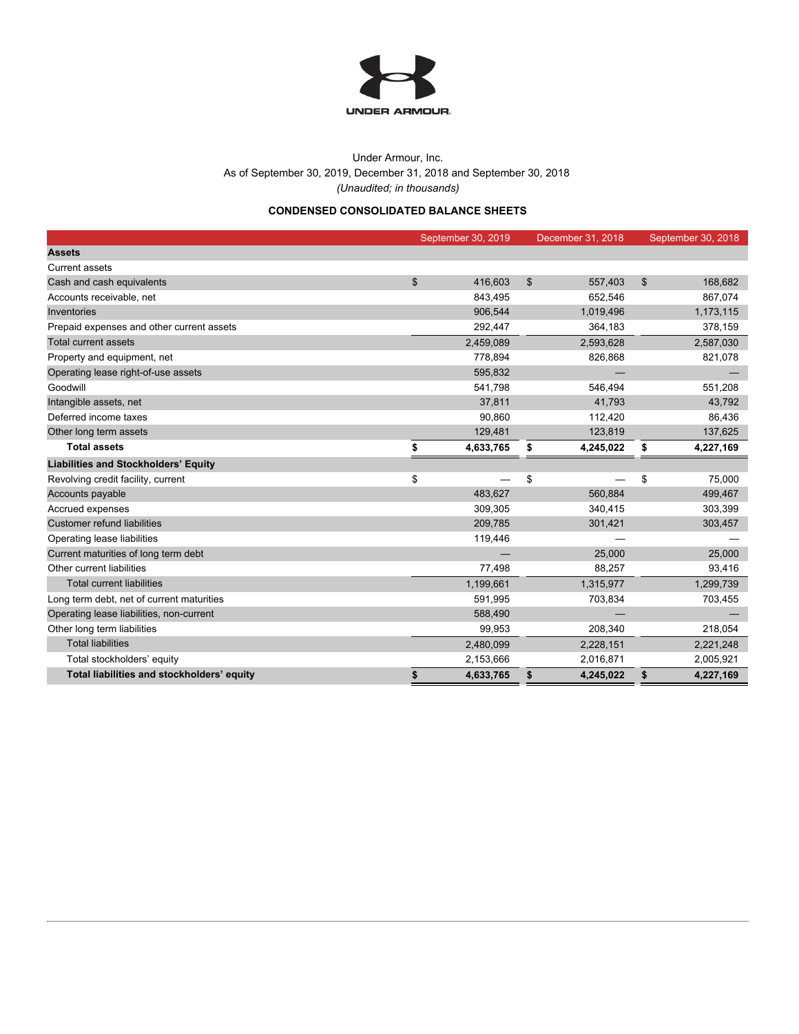UNDER ARMOUR

Under Armour, Inc.
As of September 30, 2019, December 31, 2018 and September 30, 2018
*(Unaudited; in thousands)*

**CONDENSED CONSOLIDATED BALANCE SHEETS**

| | September 30, 2019 | December 31, 2018 | September 30, 2018 |
|---|---|---|---|
| **Assets** | | | |
| Current assets | | | |
| Cash and cash equivalents | $ 416,603 | $ 557,403 | $ 168,682 |
| Accounts receivable, net | 843,495 | 652,546 | 867,074 |
| Inventories | 906,544 | 1,019,496 | 1,173,115 |
| Prepaid expenses and other current assets | 292,447 | 364,183 | 378,159 |
| Total current assets | 2,459,089 | 2,593,628 | 2,587,030 |
| Property and equipment, net | 778,894 | 826,868 | 821,078 |
| Operating lease right-of-use assets | 595,832 | — | — |
| Goodwill | 541,798 | 546,494 | 551,208 |
| Intangible assets, net | 37,811 | 41,793 | 43,792 |
| Deferred income taxes | 90,860 | 112,420 | 86,436 |
| Other long term assets | 129,481 | 123,819 | 137,625 |
| **Total assets** | **$ 4,633,765** | **$ 4,245,022** | **$ 4,227,169** |
| **Liabilities and Stockholders' Equity** | | | |
| Revolving credit facility, current | $ — | $ — | $ 75,000 |
| Accounts payable | 483,627 | 560,884 | 499,467 |
| Accrued expenses | 309,305 | 340,415 | 303,399 |
| Customer refund liabilities | 209,785 | 301,421 | 303,457 |
| Operating lease liabilities | 119,446 | — | — |
| Current maturities of long term debt | — | 25,000 | 25,000 |
| Other current liabilities | 77,498 | 88,257 | 93,416 |
| Total current liabilities | 1,199,661 | 1,315,977 | 1,299,739 |
| Long term debt, net of current maturities | 591,995 | 703,834 | 703,455 |
| Operating lease liabilities, non-current | 588,490 | — | — |
| Other long term liabilities | 99,953 | 208,340 | 218,054 |
| Total liabilities | 2,480,099 | 2,228,151 | 2,221,248 |
| Total stockholders' equity | 2,153,666 | 2,016,871 | 2,005,921 |
| **Total liabilities and stockholders' equity** | **$ 4,633,765** | **$ 4,245,022** | **$ 4,227,169** |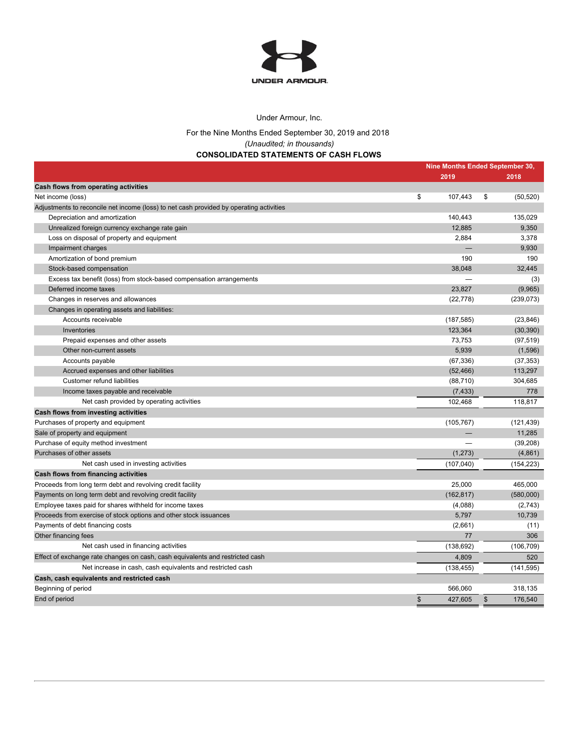UNDER ARMOUR.

Under Armour, Inc.

For the Nine Months Ended September 30, 2019 and 2018

*(Unaudited; in thousands)*

**CONSOLIDATED STATEMENTS OF CASH FLOWS**

| | Nine Months Ended September 30, | |
|---|---|---|
| | 2019 | 2018 |
| **Cash flows from operating activities** | | |
| Net income (loss) | $ 107,443 | $ (50,520) |
| Adjustments to reconcile net income (loss) to net cash provided by operating activities | | |
| Depreciation and amortization | 140,443 | 135,029 |
| Unrealized foreign currency exchange rate gain | 12,885 | 9,350 |
| Loss on disposal of property and equipment | 2,884 | 3,378 |
| Impairment charges | — | 9,930 |
| Amortization of bond premium | 190 | 190 |
| Stock-based compensation | 38,048 | 32,445 |
| Excess tax benefit (loss) from stock-based compensation arrangements | — | (3) |
| Deferred income taxes | 23,827 | (9,965) |
| Changes in reserves and allowances | (22,778) | (239,073) |
| Changes in operating assets and liabilities: | | |
| Accounts receivable | (187,585) | (23,846) |
| Inventories | 123,364 | (30,390) |
| Prepaid expenses and other assets | 73,753 | (97,519) |
| Other non-current assets | 5,939 | (1,596) |
| Accounts payable | (67,336) | (37,353) |
| Accrued expenses and other liabilities | (52,466) | 113,297 |
| Customer refund liabilities | (88,710) | 304,685 |
| Income taxes payable and receivable | (7,433) | 778 |
| Net cash provided by operating activities | 102,468 | 118,817 |
| **Cash flows from investing activities** | | |
| Purchases of property and equipment | (105,767) | (121,439) |
| Sale of property and equipment | — | 11,285 |
| Purchase of equity method investment | — | (39,208) |
| Purchases of other assets | (1,273) | (4,861) |
| Net cash used in investing activities | (107,040) | (154,223) |
| **Cash flows from financing activities** | | |
| Proceeds from long term debt and revolving credit facility | 25,000 | 465,000 |
| Payments on long term debt and revolving credit facility | (162,817) | (580,000) |
| Employee taxes paid for shares withheld for income taxes | (4,088) | (2,743) |
| Proceeds from exercise of stock options and other stock issuances | 5,797 | 10,739 |
| Payments of debt financing costs | (2,661) | (11) |
| Other financing fees | 77 | 306 |
| Net cash used in financing activities | (138,692) | (106,709) |
| Effect of exchange rate changes on cash, cash equivalents and restricted cash | 4,809 | 520 |
| Net increase in cash, cash equivalents and restricted cash | (138,455) | (141,595) |
| **Cash, cash equivalents and restricted cash** | | |
| Beginning of period | 566,060 | 318,135 |
| End of period | $ 427,605 | $ 176,540 |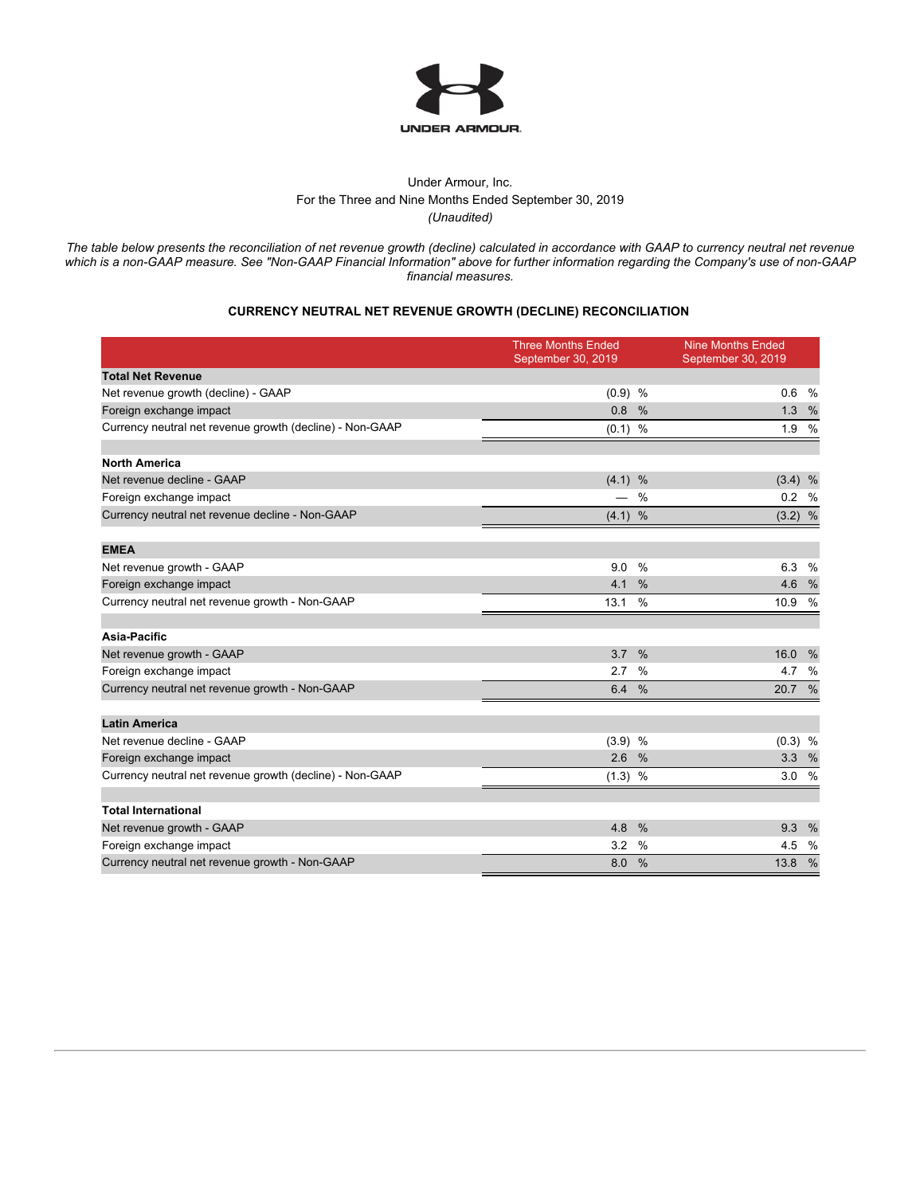Under Armour, Inc.
For the Three and Nine Months Ended September 30, 2019
*(Unaudited)*

*The table below presents the reconciliation of net revenue growth (decline) calculated in accordance with GAAP to currency neutral net revenue which is a non-GAAP measure. See "Non-GAAP Financial Information" above for further information regarding the Company's use of non-GAAP financial measures.*

**CURRENCY NEUTRAL NET REVENUE GROWTH (DECLINE) RECONCILIATION**

| | Three Months Ended September 30, 2019 | Nine Months Ended September 30, 2019 |
|---|---|---|
| **Total Net Revenue** | | |
| Net revenue growth (decline) - GAAP | (0.9) % | 0.6 % |
| Foreign exchange impact | 0.8 % | 1.3 % |
| Currency neutral net revenue growth (decline) - Non-GAAP | (0.1) % | 1.9 % |
| | | |
| **North America** | | |
| Net revenue decline - GAAP | (4.1) % | (3.4) % |
| Foreign exchange impact | — % | 0.2 % |
| Currency neutral net revenue decline - Non-GAAP | (4.1) % | (3.2) % |
| | | |
| **EMEA** | | |
| Net revenue growth - GAAP | 9.0 % | 6.3 % |
| Foreign exchange impact | 4.1 % | 4.6 % |
| Currency neutral net revenue growth - Non-GAAP | 13.1 % | 10.9 % |
| | | |
| **Asia-Pacific** | | |
| Net revenue growth - GAAP | 3.7 % | 16.0 % |
| Foreign exchange impact | 2.7 % | 4.7 % |
| Currency neutral net revenue growth - Non-GAAP | 6.4 % | 20.7 % |
| | | |
| **Latin America** | | |
| Net revenue decline - GAAP | (3.9) % | (0.3) % |
| Foreign exchange impact | 2.6 % | 3.3 % |
| Currency neutral net revenue growth (decline) - Non-GAAP | (1.3) % | 3.0 % |
| | | |
| **Total International** | | |
| Net revenue growth - GAAP | 4.8 % | 9.3 % |
| Foreign exchange impact | 3.2 % | 4.5 % |
| Currency neutral net revenue growth - Non-GAAP | 8.0 % | 13.8 % |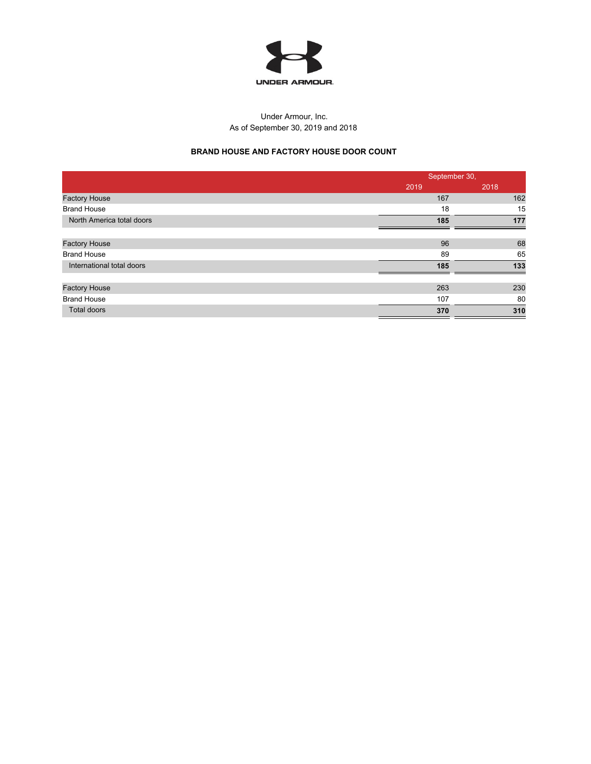Under Armour, Inc.
As of September 30, 2019 and 2018

**BRAND HOUSE AND FACTORY HOUSE DOOR COUNT**

| | September 30, | |
|---|---|---|
| | 2019 | 2018 |
| Factory House | 167 | 162 |
| Brand House | 18 | 15 |
| North America total doors | **185** | **177** |
| | | |
| Factory House | 96 | 68 |
| Brand House | 89 | 65 |
| International total doors | **185** | **133** |
| | | |
| Factory House | 263 | 230 |
| Brand House | 107 | 80 |
| Total doors | **370** | **310** |